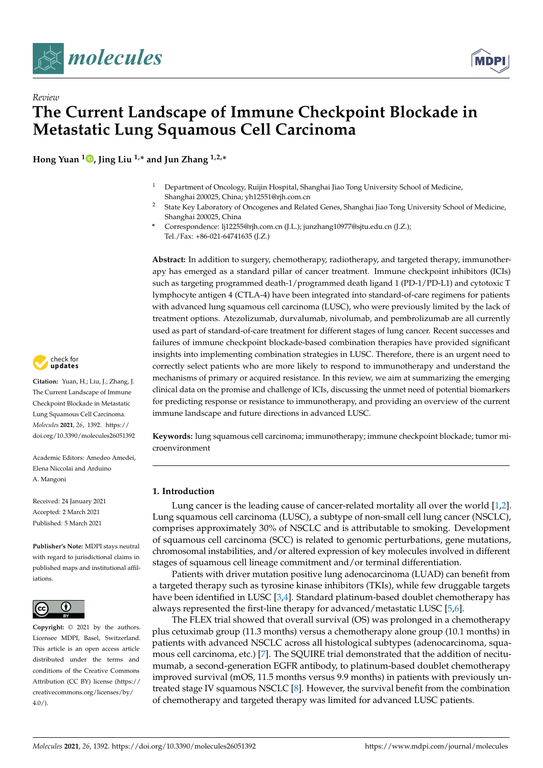*Review*

# The Current Landscape of Immune Checkpoint Blockade in Metastatic Lung Squamous Cell Carcinoma

**Hong Yuan [1], Jing Liu [1,*] and Jun Zhang [1,2,*]**

[1] Department of Oncology, Ruijin Hospital, Shanghai Jiao Tong University School of Medicine, Shanghai 200025, China; yh12551@rjh.com.cn

[2] State Key Laboratory of Oncogenes and Related Genes, Shanghai Jiao Tong University School of Medicine, Shanghai 200025, China

\* Correspondence: lj12255@rjh.com.cn (J.L.); junzhang10977@sjtu.edu.cn (J.Z.); Tel./Fax: +86-021-64741635 (J.Z.)

**Abstract:** In addition to surgery, chemotherapy, radiotherapy, and targeted therapy, immunotherapy has emerged as a standard pillar of cancer treatment. Immune checkpoint inhibitors (ICIs) such as targeting programmed death-1/programmed death ligand 1 (PD-1/PD-L1) and cytotoxic T lymphocyte antigen 4 (CTLA-4) have been integrated into standard-of-care regimens for patients with advanced lung squamous cell carcinoma (LUSC), who were previously limited by the lack of treatment options. Atezolizumab, durvalumab, nivolumab, and pembrolizumab are all currently used as part of standard-of-care treatment for different stages of lung cancer. Recent successes and failures of immune checkpoint blockade-based combination therapies have provided significant insights into implementing combination strategies in LUSC. Therefore, there is an urgent need to correctly select patients who are more likely to respond to immunotherapy and understand the mechanisms of primary or acquired resistance. In this review, we aim at summarizing the emerging clinical data on the promise and challenge of ICIs, discussing the unmet need of potential biomarkers for predicting response or resistance to immunotherapy, and providing an overview of the current immune landscape and future directions in advanced LUSC.

**Keywords:** lung squamous cell carcinoma; immunotherapy; immune checkpoint blockade; tumor microenvironment

**Citation:** Yuan, H.; Liu, J.; Zhang, J. The Current Landscape of Immune Checkpoint Blockade in Metastatic Lung Squamous Cell Carcinoma. *Molecules* **2021**, *26*, 1392. https://doi.org/10.3390/molecules26051392

Academic Editors: Amedeo Amedei, Elena Niccolai and Arduino A. Mangoni

Received: 24 January 2021
Accepted: 2 March 2021
Published: 5 March 2021

**Publisher's Note:** MDPI stays neutral with regard to jurisdictional claims in published maps and institutional affiliations.

**Copyright:** © 2021 by the authors. Licensee MDPI, Basel, Switzerland. This article is an open access article distributed under the terms and conditions of the Creative Commons Attribution (CC BY) license (https://creativecommons.org/licenses/by/4.0/).

## 1. Introduction

Lung cancer is the leading cause of cancer-related mortality all over the world [1,2]. Lung squamous cell carcinoma (LUSC), a subtype of non-small cell lung cancer (NSCLC), comprises approximately 30% of NSCLC and is attributable to smoking. Development of squamous cell carcinoma (SCC) is related to genomic perturbations, gene mutations, chromosomal instabilities, and/or altered expression of key molecules involved in different stages of squamous cell lineage commitment and/or terminal differentiation.

Patients with driver mutation positive lung adenocarcinoma (LUAD) can benefit from a targeted therapy such as tyrosine kinase inhibitors (TKIs), while few druggable targets have been identified in LUSC [3,4]. Standard platinum-based doublet chemotherapy has always represented the first-line therapy for advanced/metastatic LUSC [5,6].

The FLEX trial showed that overall survival (OS) was prolonged in a chemotherapy plus cetuximab group (11.3 months) versus a chemotherapy alone group (10.1 months) in patients with advanced NSCLC across all histological subtypes (adenocarcinoma, squamous cell carcinoma, etc.) [7]. The SQUIRE trial demonstrated that the addition of necitumumab, a second-generation EGFR antibody, to platinum-based doublet chemotherapy improved survival (mOS, 11.5 months versus 9.9 months) in patients with previously untreated stage IV squamous NSCLC [8]. However, the survival benefit from the combination of chemotherapy and targeted therapy was limited for advanced LUSC patients.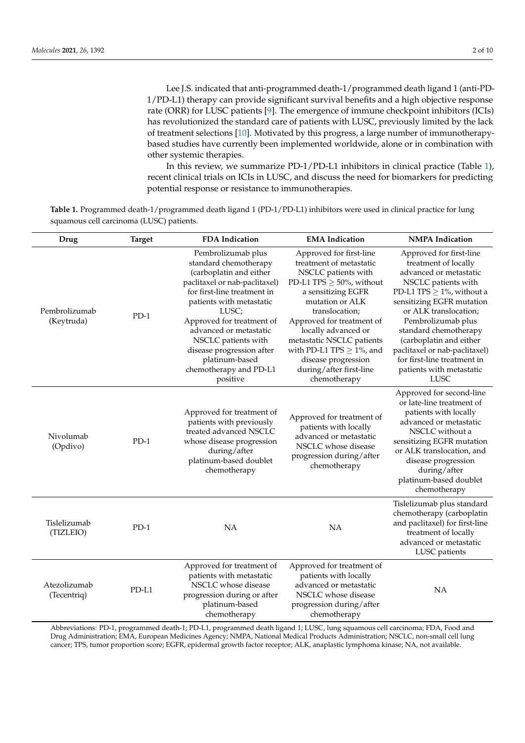Lee J.S. indicated that anti-programmed death-1/programmed death ligand 1 (anti-PD-1/PD-L1) therapy can provide significant survival benefits and a high objective response rate (ORR) for LUSC patients [9]. The emergence of immune checkpoint inhibitors (ICIs) has revolutionized the standard care of patients with LUSC, previously limited by the lack of treatment selections [10]. Motivated by this progress, a large number of immunotherapy-based studies have currently been implemented worldwide, alone or in combination with other systemic therapies.

In this review, we summarize PD-1/PD-L1 inhibitors in clinical practice (Table 1), recent clinical trials on ICIs in LUSC, and discuss the need for biomarkers for predicting potential response or resistance to immunotherapies.

**Table 1.** Programmed death-1/programmed death ligand 1 (PD-1/PD-L1) inhibitors were used in clinical practice for lung squamous cell carcinoma (LUSC) patients.

| Drug | Target | FDA Indication | EMA Indication | NMPA Indication |
|---|---|---|---|---|
| Pembrolizumab (Keytruda) | PD-1 | Pembrolizumab plus standard chemotherapy (carboplatin and either paclitaxel or nab-paclitaxel) for first-line treatment in patients with metastatic LUSC; Approved for treatment of advanced or metastatic NSCLC patients with disease progression after platinum-based chemotherapy and PD-L1 positive | Approved for first-line treatment of metastatic NSCLC patients with PD-L1 TPS ≥ 50%, without a sensitizing EGFR mutation or ALK translocation; Approved for treatment of locally advanced or metastatic NSCLC patients with PD-L1 TPS ≥ 1%, and disease progression during/after first-line chemotherapy | Approved for first-line treatment of locally advanced or metastatic NSCLC patients with PD-L1 TPS ≥ 1%, without a sensitizing EGFR mutation or ALK translocation; Pembrolizumab plus standard chemotherapy (carboplatin and either paclitaxel or nab-paclitaxel) for first-line treatment in patients with metastatic LUSC |
| Nivolumab (Opdivo) | PD-1 | Approved for treatment of patients with previously treated advanced NSCLC whose disease progression during/after platinum-based doublet chemotherapy | Approved for treatment of patients with locally advanced or metastatic NSCLC whose disease progression during/after chemotherapy | Approved for second-line or late-line treatment of patients with locally advanced or metastatic NSCLC without a sensitizing EGFR mutation or ALK translocation, and disease progression during/after platinum-based doublet chemotherapy |
| Tislelizumab (TIZLEIO) | PD-1 | NA | NA | Tislelizumab plus standard chemotherapy (carboplatin and paclitaxel) for first-line treatment of locally advanced or metastatic LUSC patients |
| Atezolizumab (Tecentriq) | PD-L1 | Approved for treatment of patients with metastatic NSCLC whose disease progression during or after platinum-based chemotherapy | Approved for treatment of patients with locally advanced or metastatic NSCLC whose disease progression during/after chemotherapy | NA |

Abbreviations: PD-1, programmed death-1; PD-L1, programmed death ligand 1; LUSC, lung squamous cell carcinoma; FDA, Food and Drug Administration; EMA, European Medicines Agency; NMPA, National Medical Products Administration; NSCLC, non-small cell lung cancer; TPS, tumor proportion score; EGFR, epidermal growth factor receptor; ALK, anaplastic lymphoma kinase; NA, not available.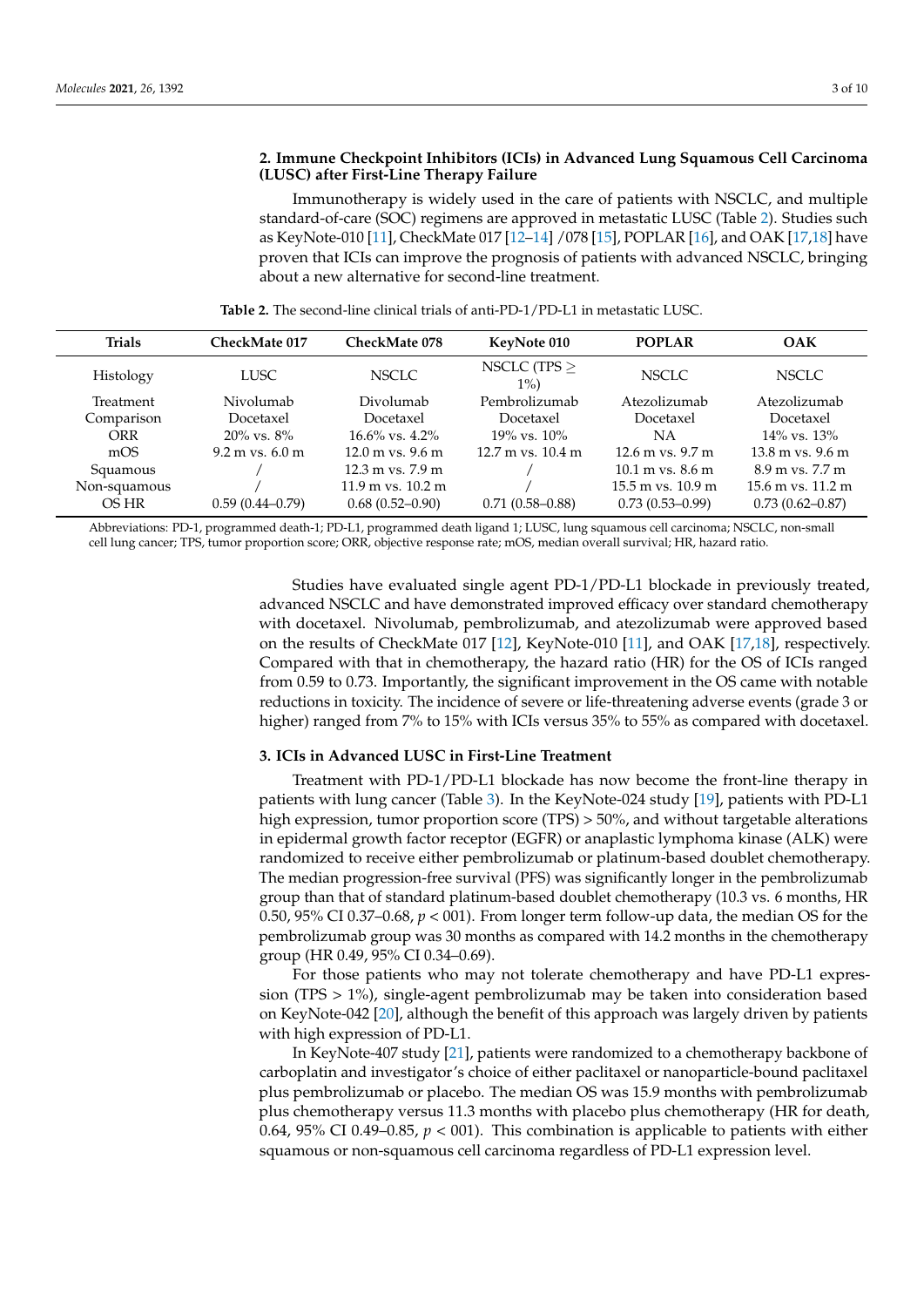## 2. Immune Checkpoint Inhibitors (ICIs) in Advanced Lung Squamous Cell Carcinoma (LUSC) after First-Line Therapy Failure

Immunotherapy is widely used in the care of patients with NSCLC, and multiple standard-of-care (SOC) regimens are approved in metastatic LUSC (Table 2). Studies such as KeyNote-010 [11], CheckMate 017 [12–14] /078 [15], POPLAR [16], and OAK [17,18] have proven that ICIs can improve the prognosis of patients with advanced NSCLC, bringing about a new alternative for second-line treatment.

**Table 2.** The second-line clinical trials of anti-PD-1/PD-L1 in metastatic LUSC.

| Trials | CheckMate 017 | CheckMate 078 | KeyNote 010 | POPLAR | OAK |
|---|---|---|---|---|---|
| Histology | LUSC | NSCLC | NSCLC (TPS ≥ 1%) | NSCLC | NSCLC |
| Treatment | Nivolumab | Divolumab | Pembrolizumab | Atezolizumab | Atezolizumab |
| Comparison | Docetaxel | Docetaxel | Docetaxel | Docetaxel | Docetaxel |
| ORR | 20% vs. 8% | 16.6% vs. 4.2% | 19% vs. 10% | NA | 14% vs. 13% |
| mOS | 9.2 m vs. 6.0 m | 12.0 m vs. 9.6 m | 12.7 m vs. 10.4 m | 12.6 m vs. 9.7 m | 13.8 m vs. 9.6 m |
| Squamous | / | 12.3 m vs. 7.9 m | / | 10.1 m vs. 8.6 m | 8.9 m vs. 7.7 m |
| Non-squamous | / | 11.9 m vs. 10.2 m | / | 15.5 m vs. 10.9 m | 15.6 m vs. 11.2 m |
| OS HR | 0.59 (0.44–0.79) | 0.68 (0.52–0.90) | 0.71 (0.58–0.88) | 0.73 (0.53–0.99) | 0.73 (0.62–0.87) |

Abbreviations: PD-1, programmed death-1; PD-L1, programmed death ligand 1; LUSC, lung squamous cell carcinoma; NSCLC, non-small cell lung cancer; TPS, tumor proportion score; ORR, objective response rate; mOS, median overall survival; HR, hazard ratio.

Studies have evaluated single agent PD-1/PD-L1 blockade in previously treated, advanced NSCLC and have demonstrated improved efficacy over standard chemotherapy with docetaxel. Nivolumab, pembrolizumab, and atezolizumab were approved based on the results of CheckMate 017 [12], KeyNote-010 [11], and OAK [17,18], respectively. Compared with that in chemotherapy, the hazard ratio (HR) for the OS of ICIs ranged from 0.59 to 0.73. Importantly, the significant improvement in the OS came with notable reductions in toxicity. The incidence of severe or life-threatening adverse events (grade 3 or higher) ranged from 7% to 15% with ICIs versus 35% to 55% as compared with docetaxel.

## 3. ICIs in Advanced LUSC in First-Line Treatment

Treatment with PD-1/PD-L1 blockade has now become the front-line therapy in patients with lung cancer (Table 3). In the KeyNote-024 study [19], patients with PD-L1 high expression, tumor proportion score (TPS) > 50%, and without targetable alterations in epidermal growth factor receptor (EGFR) or anaplastic lymphoma kinase (ALK) were randomized to receive either pembrolizumab or platinum-based doublet chemotherapy. The median progression-free survival (PFS) was significantly longer in the pembrolizumab group than that of standard platinum-based doublet chemotherapy (10.3 vs. 6 months, HR 0.50, 95% CI 0.37–0.68, $p < 001$). From longer term follow-up data, the median OS for the pembrolizumab group was 30 months as compared with 14.2 months in the chemotherapy group (HR 0.49, 95% CI 0.34–0.69).

For those patients who may not tolerate chemotherapy and have PD-L1 expression (TPS > 1%), single-agent pembrolizumab may be taken into consideration based on KeyNote-042 [20], although the benefit of this approach was largely driven by patients with high expression of PD-L1.

In KeyNote-407 study [21], patients were randomized to a chemotherapy backbone of carboplatin and investigator's choice of either paclitaxel or nanoparticle-bound paclitaxel plus pembrolizumab or placebo. The median OS was 15.9 months with pembrolizumab plus chemotherapy versus 11.3 months with placebo plus chemotherapy (HR for death, 0.64, 95% CI 0.49–0.85, $p < 001$). This combination is applicable to patients with either squamous or non-squamous cell carcinoma regardless of PD-L1 expression level.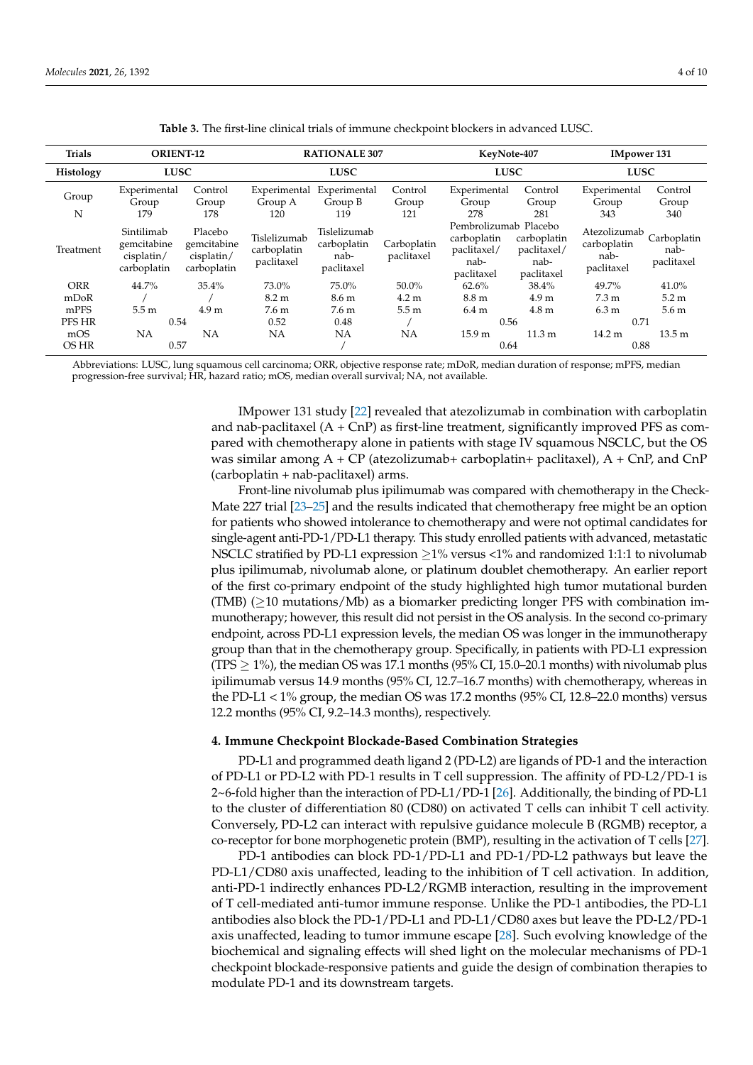**Table 3.** The first-line clinical trials of immune checkpoint blockers in advanced LUSC.

| Trials | ORIENT-12 | | RATIONALE 307 | | | KeyNote-407 | | IMpower 131 | |
|---|---|---|---|---|---|---|---|---|---|
| Histology | LUSC | | LUSC | | | LUSC | | LUSC | |
| Group | Experimental Group | Control Group | Experimental Group A | Experimental Group B | Control Group | Experimental Group | Control Group | Experimental Group | Control Group |
| N | 179 | 178 | 120 | 119 | 121 | 278 | 281 | 343 | 340 |
| Treatment | Sintilimab gemcitabine cisplatin/ carboplatin | Placebo gemcitabine cisplatin/ carboplatin | Tislelizumab carboplatin paclitaxel | Tislelizumab carboplatin nab-paclitaxel | Carboplatin paclitaxel | Pembrolizumab carboplatin paclitaxel/ nab-paclitaxel | Placebo carboplatin paclitaxel/ nab-paclitaxel | Atezolizumab carboplatin nab-paclitaxel | Carboplatin nab-paclitaxel |
| ORR | 44.7% | 35.4% | 73.0% | 75.0% | 50.0% | 62.6% | 38.4% | 49.7% | 41.0% |
| mDoR | / | / | 8.2 m | 8.6 m | 4.2 m | 8.8 m | 4.9 m | 7.3 m | 5.2 m |
| mPFS | 5.5 m | 4.9 m | 7.6 m | 7.6 m | 5.5 m | 6.4 m | 4.8 m | 6.3 m | 5.6 m |
| PFS HR | 0.54 | | 0.52 | 0.48 | / | 0.56 | | 0.71 | |
| mOS | NA | NA | NA | NA | NA | 15.9 m | 11.3 m | 14.2 m | 13.5 m |
| OS HR | 0.57 | | / | | | 0.64 | | 0.88 | |

Abbreviations: LUSC, lung squamous cell carcinoma; ORR, objective response rate; mDoR, median duration of response; mPFS, median progression-free survival; HR, hazard ratio; mOS, median overall survival; NA, not available.

IMpower 131 study [22] revealed that atezolizumab in combination with carboplatin and nab-paclitaxel (A + CnP) as first-line treatment, significantly improved PFS as compared with chemotherapy alone in patients with stage IV squamous NSCLC, but the OS was similar among A + CP (atezolizumab+ carboplatin+ paclitaxel), A + CnP, and CnP (carboplatin + nab-paclitaxel) arms.

Front-line nivolumab plus ipilimumab was compared with chemotherapy in the Check-Mate 227 trial [23–25] and the results indicated that chemotherapy free might be an option for patients who showed intolerance to chemotherapy and were not optimal candidates for single-agent anti-PD-1/PD-L1 therapy. This study enrolled patients with advanced, metastatic NSCLC stratified by PD-L1 expression ≥1% versus <1% and randomized 1:1:1 to nivolumab plus ipilimumab, nivolumab alone, or platinum doublet chemotherapy. An earlier report of the first co-primary endpoint of the study highlighted high tumor mutational burden (TMB) (≥10 mutations/Mb) as a biomarker predicting longer PFS with combination immunotherapy; however, this result did not persist in the OS analysis. In the second co-primary endpoint, across PD-L1 expression levels, the median OS was longer in the immunotherapy group than that in the chemotherapy group. Specifically, in patients with PD-L1 expression (TPS ≥ 1%), the median OS was 17.1 months (95% CI, 15.0–20.1 months) with nivolumab plus ipilimumab versus 14.9 months (95% CI, 12.7–16.7 months) with chemotherapy, whereas in the PD-L1 < 1% group, the median OS was 17.2 months (95% CI, 12.8–22.0 months) versus 12.2 months (95% CI, 9.2–14.3 months), respectively.

## 4. Immune Checkpoint Blockade-Based Combination Strategies

PD-L1 and programmed death ligand 2 (PD-L2) are ligands of PD-1 and the interaction of PD-L1 or PD-L2 with PD-1 results in T cell suppression. The affinity of PD-L2/PD-1 is 2~6-fold higher than the interaction of PD-L1/PD-1 [26]. Additionally, the binding of PD-L1 to the cluster of differentiation 80 (CD80) on activated T cells can inhibit T cell activity. Conversely, PD-L2 can interact with repulsive guidance molecule B (RGMB) receptor, a co-receptor for bone morphogenetic protein (BMP), resulting in the activation of T cells [27].

PD-1 antibodies can block PD-1/PD-L1 and PD-1/PD-L2 pathways but leave the PD-L1/CD80 axis unaffected, leading to the inhibition of T cell activation. In addition, anti-PD-1 indirectly enhances PD-L2/RGMB interaction, resulting in the improvement of T cell-mediated anti-tumor immune response. Unlike the PD-1 antibodies, the PD-L1 antibodies also block the PD-1/PD-L1 and PD-L1/CD80 axes but leave the PD-L2/PD-1 axis unaffected, leading to tumor immune escape [28]. Such evolving knowledge of the biochemical and signaling effects will shed light on the molecular mechanisms of PD-1 checkpoint blockade-responsive patients and guide the design of combination therapies to modulate PD-1 and its downstream targets.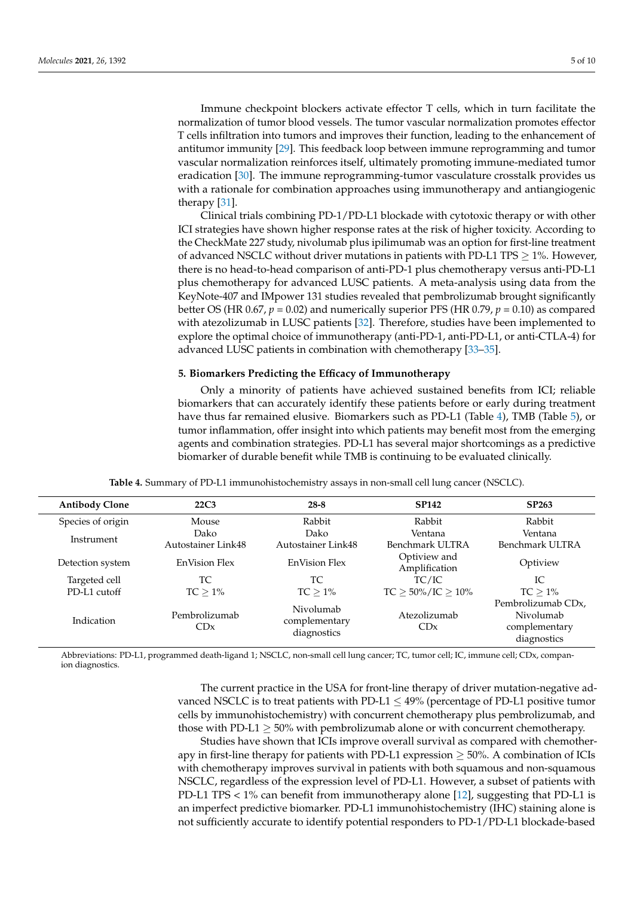Immune checkpoint blockers activate effector T cells, which in turn facilitate the normalization of tumor blood vessels. The tumor vascular normalization promotes effector T cells infiltration into tumors and improves their function, leading to the enhancement of antitumor immunity [29]. This feedback loop between immune reprogramming and tumor vascular normalization reinforces itself, ultimately promoting immune-mediated tumor eradication [30]. The immune reprogramming-tumor vasculature crosstalk provides us with a rationale for combination approaches using immunotherapy and antiangiogenic therapy [31].

Clinical trials combining PD-1/PD-L1 blockade with cytotoxic therapy or with other ICI strategies have shown higher response rates at the risk of higher toxicity. According to the CheckMate 227 study, nivolumab plus ipilimumab was an option for first-line treatment of advanced NSCLC without driver mutations in patients with PD-L1 TPS $\geq$ 1%. However, there is no head-to-head comparison of anti-PD-1 plus chemotherapy versus anti-PD-L1 plus chemotherapy for advanced LUSC patients. A meta-analysis using data from the KeyNote-407 and IMpower 131 studies revealed that pembrolizumab brought significantly better OS (HR 0.67, $p = 0.02$) and numerically superior PFS (HR 0.79, $p = 0.10$) as compared with atezolizumab in LUSC patients [32]. Therefore, studies have been implemented to explore the optimal choice of immunotherapy (anti-PD-1, anti-PD-L1, or anti-CTLA-4) for advanced LUSC patients in combination with chemotherapy [33–35].

## 5. Biomarkers Predicting the Efficacy of Immunotherapy

Only a minority of patients have achieved sustained benefits from ICI; reliable biomarkers that can accurately identify these patients before or early during treatment have thus far remained elusive. Biomarkers such as PD-L1 (Table 4), TMB (Table 5), or tumor inflammation, offer insight into which patients may benefit most from the emerging agents and combination strategies. PD-L1 has several major shortcomings as a predictive biomarker of durable benefit while TMB is continuing to be evaluated clinically.

**Table 4.** Summary of PD-L1 immunohistochemistry assays in non-small cell lung cancer (NSCLC).

| Antibody Clone | 22C3 | 28-8 | SP142 | SP263 |
|---|---|---|---|---|
| Species of origin | Mouse | Rabbit | Rabbit | Rabbit |
| Instrument | Dako Autostainer Link48 | Dako Autostainer Link48 | Ventana Benchmark ULTRA | Ventana Benchmark ULTRA |
| Detection system | EnVision Flex | EnVision Flex | Optiview and Amplification | Optiview |
| Targeted cell | TC | TC | TC/IC | IC |
| PD-L1 cutoff | TC $\geq$ 1% | TC $\geq$ 1% | TC $\geq$ 50%/IC $\geq$ 10% | TC $\geq$ 1% |
| Indication | Pembrolizumab CDx | Nivolumab complementary diagnostics | Atezolizumab CDx | Pembrolizumab CDx, Nivolumab complementary diagnostics |

Abbreviations: PD-L1, programmed death-ligand 1; NSCLC, non-small cell lung cancer; TC, tumor cell; IC, immune cell; CDx, companion diagnostics.

The current practice in the USA for front-line therapy of driver mutation-negative advanced NSCLC is to treat patients with PD-L1 $\leq$ 49% (percentage of PD-L1 positive tumor cells by immunohistochemistry) with concurrent chemotherapy plus pembrolizumab, and those with PD-L1 $\geq$ 50% with pembrolizumab alone or with concurrent chemotherapy.

Studies have shown that ICIs improve overall survival as compared with chemotherapy in first-line therapy for patients with PD-L1 expression $\geq$ 50%. A combination of ICIs with chemotherapy improves survival in patients with both squamous and non-squamous NSCLC, regardless of the expression level of PD-L1. However, a subset of patients with PD-L1 TPS < 1% can benefit from immunotherapy alone [12], suggesting that PD-L1 is an imperfect predictive biomarker. PD-L1 immunohistochemistry (IHC) staining alone is not sufficiently accurate to identify potential responders to PD-1/PD-L1 blockade-based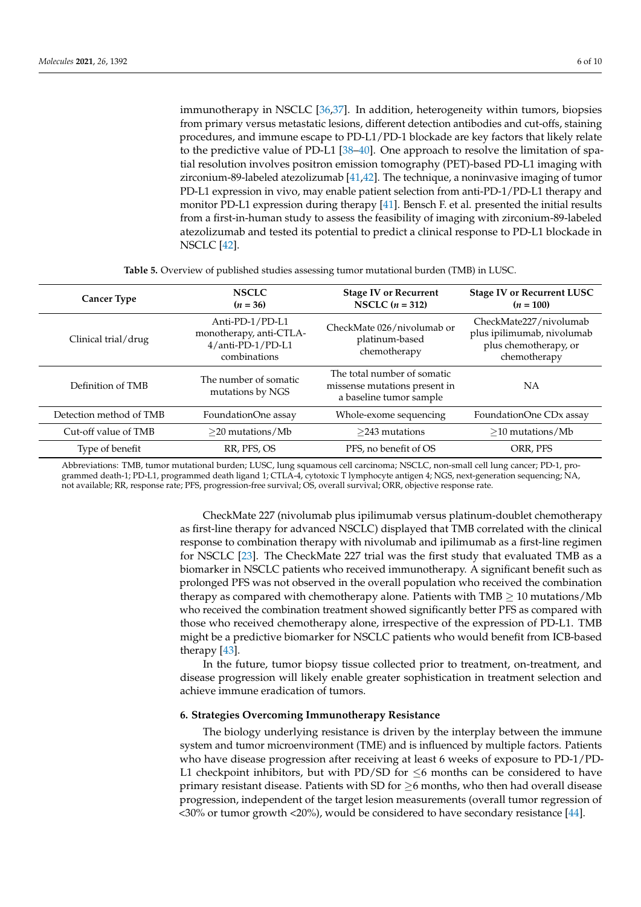immunotherapy in NSCLC [36,37]. In addition, heterogeneity within tumors, biopsies from primary versus metastatic lesions, different detection antibodies and cut-offs, staining procedures, and immune escape to PD-L1/PD-1 blockade are key factors that likely relate to the predictive value of PD-L1 [38–40]. One approach to resolve the limitation of spatial resolution involves positron emission tomography (PET)-based PD-L1 imaging with zirconium-89-labeled atezolizumab [41,42]. The technique, a noninvasive imaging of tumor PD-L1 expression in vivo, may enable patient selection from anti-PD-1/PD-L1 therapy and monitor PD-L1 expression during therapy [41]. Bensch F. et al. presented the initial results from a first-in-human study to assess the feasibility of imaging with zirconium-89-labeled atezolizumab and tested its potential to predict a clinical response to PD-L1 blockade in NSCLC [42].

**Table 5.** Overview of published studies assessing tumor mutational burden (TMB) in LUSC.

| Cancer Type | NSCLC (*n* = 36) | Stage IV or Recurrent NSCLC (*n* = 312) | Stage IV or Recurrent LUSC (*n* = 100) |
|---|---|---|---|
| Clinical trial/drug | Anti-PD-1/PD-L1 monotherapy, anti-CTLA-4/anti-PD-1/PD-L1 combinations | CheckMate 026/nivolumab or platinum-based chemotherapy | CheckMate227/nivolumab plus ipilimumab, nivolumab plus chemotherapy, or chemotherapy |
| Definition of TMB | The number of somatic mutations by NGS | The total number of somatic missense mutations present in a baseline tumor sample | NA |
| Detection method of TMB | FoundationOne assay | Whole-exome sequencing | FoundationOne CDx assay |
| Cut-off value of TMB | ≥20 mutations/Mb | ≥243 mutations | ≥10 mutations/Mb |
| Type of benefit | RR, PFS, OS | PFS, no benefit of OS | ORR, PFS |

Abbreviations: TMB, tumor mutational burden; LUSC, lung squamous cell carcinoma; NSCLC, non-small cell lung cancer; PD-1, programmed death-1; PD-L1, programmed death ligand 1; CTLA-4, cytotoxic T lymphocyte antigen 4; NGS, next-generation sequencing; NA, not available; RR, response rate; PFS, progression-free survival; OS, overall survival; ORR, objective response rate.

CheckMate 227 (nivolumab plus ipilimumab versus platinum-doublet chemotherapy as first-line therapy for advanced NSCLC) displayed that TMB correlated with the clinical response to combination therapy with nivolumab and ipilimumab as a first-line regimen for NSCLC [23]. The CheckMate 227 trial was the first study that evaluated TMB as a biomarker in NSCLC patients who received immunotherapy. A significant benefit such as prolonged PFS was not observed in the overall population who received the combination therapy as compared with chemotherapy alone. Patients with TMB ≥ 10 mutations/Mb who received the combination treatment showed significantly better PFS as compared with those who received chemotherapy alone, irrespective of the expression of PD-L1. TMB might be a predictive biomarker for NSCLC patients who would benefit from ICB-based therapy [43].

In the future, tumor biopsy tissue collected prior to treatment, on-treatment, and disease progression will likely enable greater sophistication in treatment selection and achieve immune eradication of tumors.

## 6. Strategies Overcoming Immunotherapy Resistance

The biology underlying resistance is driven by the interplay between the immune system and tumor microenvironment (TME) and is influenced by multiple factors. Patients who have disease progression after receiving at least 6 weeks of exposure to PD-1/PD-L1 checkpoint inhibitors, but with PD/SD for ≤6 months can be considered to have primary resistant disease. Patients with SD for ≥6 months, who then had overall disease progression, independent of the target lesion measurements (overall tumor regression of <30% or tumor growth <20%), would be considered to have secondary resistance [44].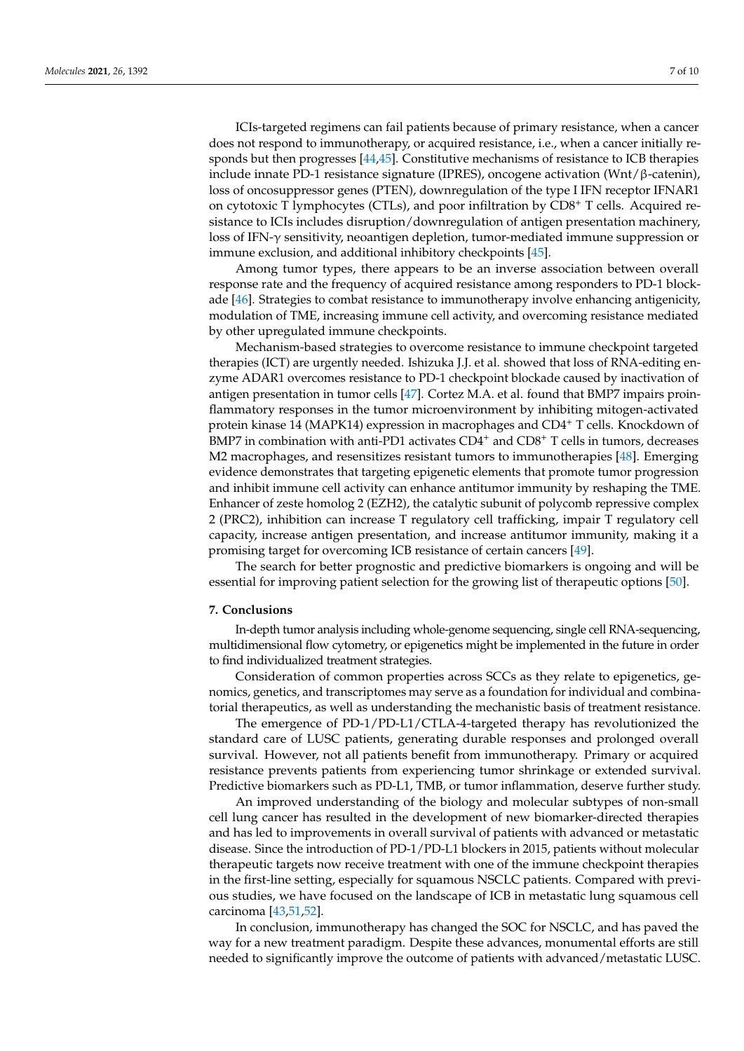ICIs-targeted regimens can fail patients because of primary resistance, when a cancer does not respond to immunotherapy, or acquired resistance, i.e., when a cancer initially responds but then progresses [44,45]. Constitutive mechanisms of resistance to ICB therapies include innate PD-1 resistance signature (IPRES), oncogene activation (Wnt/β-catenin), loss of oncosuppressor genes (PTEN), downregulation of the type I IFN receptor IFNAR1 on cytotoxic T lymphocytes (CTLs), and poor infiltration by $CD8^+$ T cells. Acquired resistance to ICIs includes disruption/downregulation of antigen presentation machinery, loss of IFN-γ sensitivity, neoantigen depletion, tumor-mediated immune suppression or immune exclusion, and additional inhibitory checkpoints [45].

Among tumor types, there appears to be an inverse association between overall response rate and the frequency of acquired resistance among responders to PD-1 blockade [46]. Strategies to combat resistance to immunotherapy involve enhancing antigenicity, modulation of TME, increasing immune cell activity, and overcoming resistance mediated by other upregulated immune checkpoints.

Mechanism-based strategies to overcome resistance to immune checkpoint targeted therapies (ICT) are urgently needed. Ishizuka J.J. et al. showed that loss of RNA-editing enzyme ADAR1 overcomes resistance to PD-1 checkpoint blockade caused by inactivation of antigen presentation in tumor cells [47]. Cortez M.A. et al. found that BMP7 impairs proinflammatory responses in the tumor microenvironment by inhibiting mitogen-activated protein kinase 14 (MAPK14) expression in macrophages and $CD4^+$ T cells. Knockdown of BMP7 in combination with anti-PD1 activates $CD4^+$ and $CD8^+$ T cells in tumors, decreases M2 macrophages, and resensitizes resistant tumors to immunotherapies [48]. Emerging evidence demonstrates that targeting epigenetic elements that promote tumor progression and inhibit immune cell activity can enhance antitumor immunity by reshaping the TME. Enhancer of zeste homolog 2 (EZH2), the catalytic subunit of polycomb repressive complex 2 (PRC2), inhibition can increase T regulatory cell trafficking, impair T regulatory cell capacity, increase antigen presentation, and increase antitumor immunity, making it a promising target for overcoming ICB resistance of certain cancers [49].

The search for better prognostic and predictive biomarkers is ongoing and will be essential for improving patient selection for the growing list of therapeutic options [50].

## 7. Conclusions

In-depth tumor analysis including whole-genome sequencing, single cell RNA-sequencing, multidimensional flow cytometry, or epigenetics might be implemented in the future in order to find individualized treatment strategies.

Consideration of common properties across SCCs as they relate to epigenetics, genomics, genetics, and transcriptomes may serve as a foundation for individual and combinatorial therapeutics, as well as understanding the mechanistic basis of treatment resistance.

The emergence of PD-1/PD-L1/CTLA-4-targeted therapy has revolutionized the standard care of LUSC patients, generating durable responses and prolonged overall survival. However, not all patients benefit from immunotherapy. Primary or acquired resistance prevents patients from experiencing tumor shrinkage or extended survival. Predictive biomarkers such as PD-L1, TMB, or tumor inflammation, deserve further study.

An improved understanding of the biology and molecular subtypes of non-small cell lung cancer has resulted in the development of new biomarker-directed therapies and has led to improvements in overall survival of patients with advanced or metastatic disease. Since the introduction of PD-1/PD-L1 blockers in 2015, patients without molecular therapeutic targets now receive treatment with one of the immune checkpoint therapies in the first-line setting, especially for squamous NSCLC patients. Compared with previous studies, we have focused on the landscape of ICB in metastatic lung squamous cell carcinoma [43,51,52].

In conclusion, immunotherapy has changed the SOC for NSCLC, and has paved the way for a new treatment paradigm. Despite these advances, monumental efforts are still needed to significantly improve the outcome of patients with advanced/metastatic LUSC.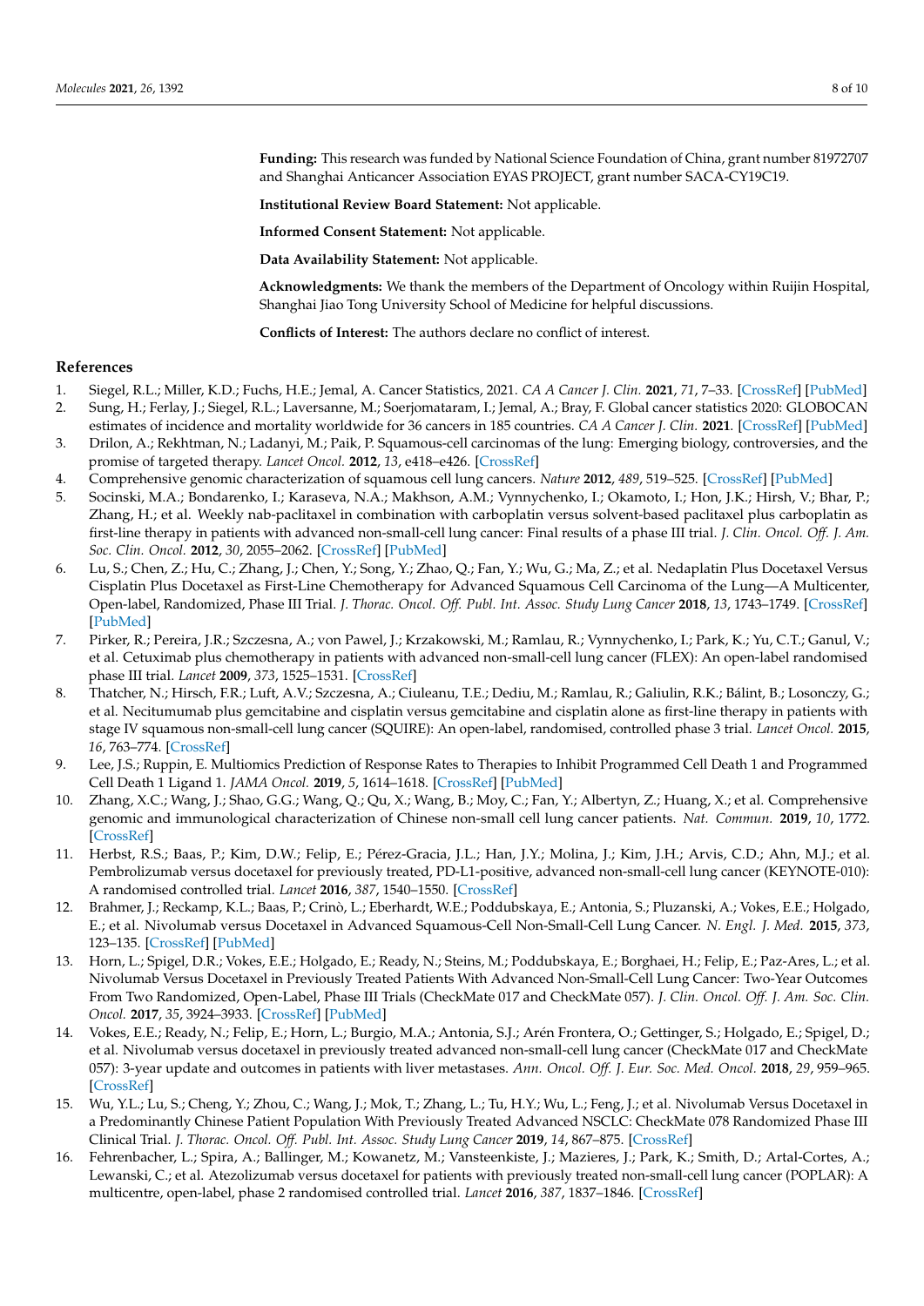**Funding:** This research was funded by National Science Foundation of China, grant number 81972707 and Shanghai Anticancer Association EYAS PROJECT, grant number SACA-CY19C19.

**Institutional Review Board Statement:** Not applicable.

**Informed Consent Statement:** Not applicable.

**Data Availability Statement:** Not applicable.

**Acknowledgments:** We thank the members of the Department of Oncology within Ruijin Hospital, Shanghai Jiao Tong University School of Medicine for helpful discussions.

**Conflicts of Interest:** The authors declare no conflict of interest.

## References

1. Siegel, R.L.; Miller, K.D.; Fuchs, H.E.; Jemal, A. Cancer Statistics, 2021. *CA A Cancer J. Clin.* **2021**, *71*, 7–33. [CrossRef] [PubMed]
2. Sung, H.; Ferlay, J.; Siegel, R.L.; Laversanne, M.; Soerjomataram, I.; Jemal, A.; Bray, F. Global cancer statistics 2020: GLOBOCAN estimates of incidence and mortality worldwide for 36 cancers in 185 countries. *CA A Cancer J. Clin.* **2021**. [CrossRef] [PubMed]
3. Drilon, A.; Rekhtman, N.; Ladanyi, M.; Paik, P. Squamous-cell carcinomas of the lung: Emerging biology, controversies, and the promise of targeted therapy. *Lancet Oncol.* **2012**, *13*, e418–e426. [CrossRef]
4. Comprehensive genomic characterization of squamous cell lung cancers. *Nature* **2012**, *489*, 519–525. [CrossRef] [PubMed]
5. Socinski, M.A.; Bondarenko, I.; Karaseva, N.A.; Makhson, A.M.; Vynnychenko, I.; Okamoto, I.; Hon, J.K.; Hirsh, V.; Bhar, P.; Zhang, H.; et al. Weekly nab-paclitaxel in combination with carboplatin versus solvent-based paclitaxel plus carboplatin as first-line therapy in patients with advanced non-small-cell lung cancer: Final results of a phase III trial. *J. Clin. Oncol. Off. J. Am. Soc. Clin. Oncol.* **2012**, *30*, 2055–2062. [CrossRef] [PubMed]
6. Lu, S.; Chen, Z.; Hu, C.; Zhang, J.; Chen, Y.; Song, Y.; Zhao, Q.; Fan, Y.; Wu, G.; Ma, Z.; et al. Nedaplatin Plus Docetaxel Versus Cisplatin Plus Docetaxel as First-Line Chemotherapy for Advanced Squamous Cell Carcinoma of the Lung—A Multicenter, Open-label, Randomized, Phase III Trial. *J. Thorac. Oncol. Off. Publ. Int. Assoc. Study Lung Cancer* **2018**, *13*, 1743–1749. [CrossRef] [PubMed]
7. Pirker, R.; Pereira, J.R.; Szczesna, A.; von Pawel, J.; Krzakowski, M.; Ramlau, R.; Vynnychenko, I.; Park, K.; Yu, C.T.; Ganul, V.; et al. Cetuximab plus chemotherapy in patients with advanced non-small-cell lung cancer (FLEX): An open-label randomised phase III trial. *Lancet* **2009**, *373*, 1525–1531. [CrossRef]
8. Thatcher, N.; Hirsch, F.R.; Luft, A.V.; Szczesna, A.; Ciuleanu, T.E.; Dediu, M.; Ramlau, R.; Galiulin, R.K.; Bálint, B.; Losonczy, G.; et al. Necitumumab plus gemcitabine and cisplatin versus gemcitabine and cisplatin alone as first-line therapy in patients with stage IV squamous non-small-cell lung cancer (SQUIRE): An open-label, randomised, controlled phase 3 trial. *Lancet Oncol.* **2015**, *16*, 763–774. [CrossRef]
9. Lee, J.S.; Ruppin, E. Multiomics Prediction of Response Rates to Therapies to Inhibit Programmed Cell Death 1 and Programmed Cell Death 1 Ligand 1. *JAMA Oncol.* **2019**, *5*, 1614–1618. [CrossRef] [PubMed]
10. Zhang, X.C.; Wang, J.; Shao, G.G.; Wang, Q.; Qu, X.; Wang, B.; Moy, C.; Fan, Y.; Albertyn, Z.; Huang, X.; et al. Comprehensive genomic and immunological characterization of Chinese non-small cell lung cancer patients. *Nat. Commun.* **2019**, *10*, 1772. [CrossRef]
11. Herbst, R.S.; Baas, P.; Kim, D.W.; Felip, E.; Pérez-Gracia, J.L.; Han, J.Y.; Molina, J.; Kim, J.H.; Arvis, C.D.; Ahn, M.J.; et al. Pembrolizumab versus docetaxel for previously treated, PD-L1-positive, advanced non-small-cell lung cancer (KEYNOTE-010): A randomised controlled trial. *Lancet* **2016**, *387*, 1540–1550. [CrossRef]
12. Brahmer, J.; Reckamp, K.L.; Baas, P.; Crinò, L.; Eberhardt, W.E.; Poddubskaya, E.; Antonia, S.; Pluzanski, A.; Vokes, E.E.; Holgado, E.; et al. Nivolumab versus Docetaxel in Advanced Squamous-Cell Non-Small-Cell Lung Cancer. *N. Engl. J. Med.* **2015**, *373*, 123–135. [CrossRef] [PubMed]
13. Horn, L.; Spigel, D.R.; Vokes, E.E.; Holgado, E.; Ready, N.; Steins, M.; Poddubskaya, E.; Borghaei, H.; Felip, E.; Paz-Ares, L.; et al. Nivolumab Versus Docetaxel in Previously Treated Patients With Advanced Non-Small-Cell Lung Cancer: Two-Year Outcomes From Two Randomized, Open-Label, Phase III Trials (CheckMate 017 and CheckMate 057). *J. Clin. Oncol. Off. J. Am. Soc. Clin. Oncol.* **2017**, *35*, 3924–3933. [CrossRef] [PubMed]
14. Vokes, E.E.; Ready, N.; Felip, E.; Horn, L.; Burgio, M.A.; Antonia, S.J.; Arén Frontera, O.; Gettinger, S.; Holgado, E.; Spigel, D.; et al. Nivolumab versus docetaxel in previously treated advanced non-small-cell lung cancer (CheckMate 017 and CheckMate 057): 3-year update and outcomes in patients with liver metastases. *Ann. Oncol. Off. J. Eur. Soc. Med. Oncol.* **2018**, *29*, 959–965. [CrossRef]
15. Wu, Y.L.; Lu, S.; Cheng, Y.; Zhou, C.; Wang, J.; Mok, T.; Zhang, L.; Tu, H.Y.; Wu, L.; Feng, J.; et al. Nivolumab Versus Docetaxel in a Predominantly Chinese Patient Population With Previously Treated Advanced NSCLC: CheckMate 078 Randomized Phase III Clinical Trial. *J. Thorac. Oncol. Off. Publ. Int. Assoc. Study Lung Cancer* **2019**, *14*, 867–875. [CrossRef]
16. Fehrenbacher, L.; Spira, A.; Ballinger, M.; Kowanetz, M.; Vansteenkiste, J.; Mazieres, J.; Park, K.; Smith, D.; Artal-Cortes, A.; Lewanski, C.; et al. Atezolizumab versus docetaxel for patients with previously treated non-small-cell lung cancer (POPLAR): A multicentre, open-label, phase 2 randomised controlled trial. *Lancet* **2016**, *387*, 1837–1846. [CrossRef]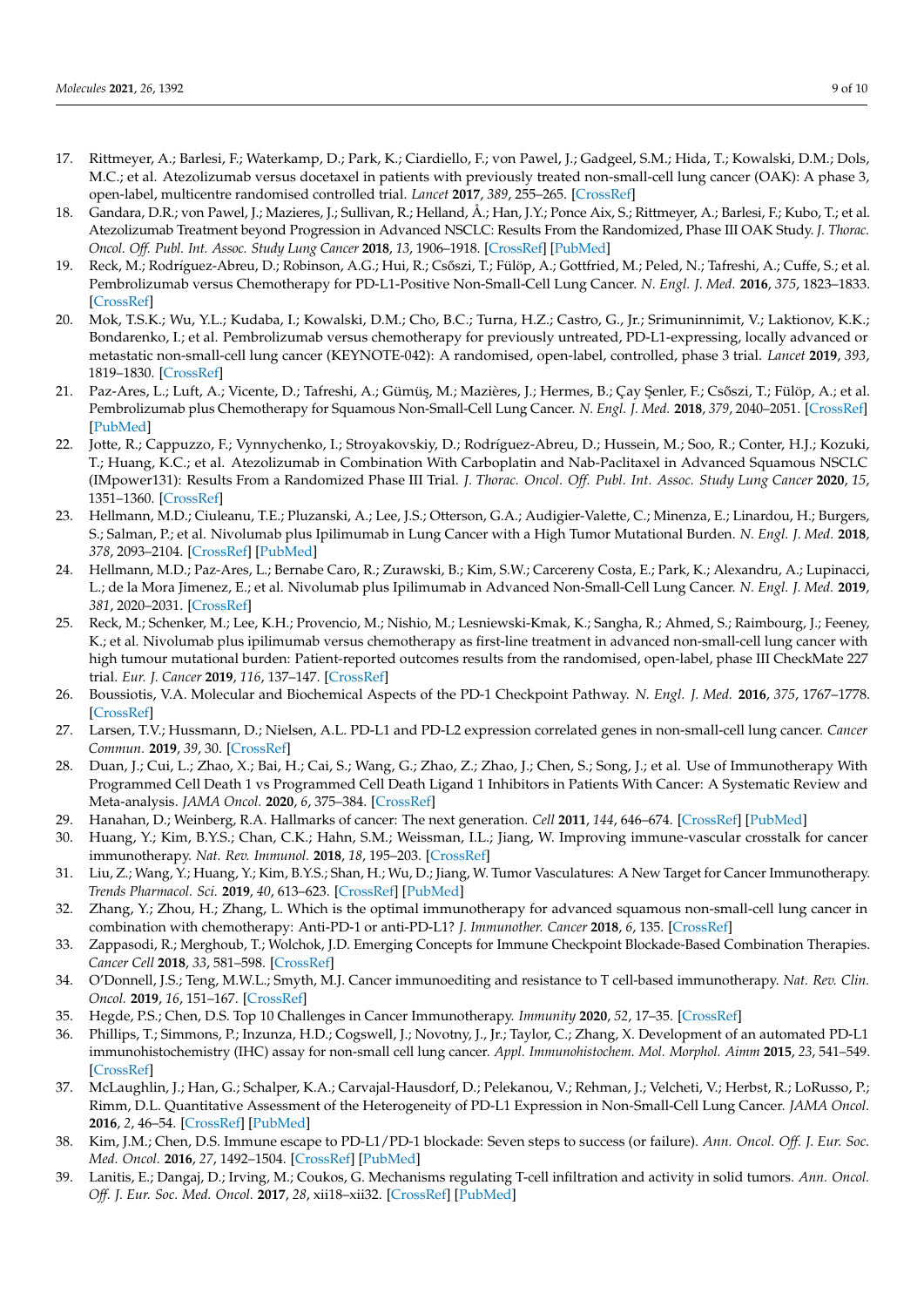17. Rittmeyer, A.; Barlesi, F.; Waterkamp, D.; Park, K.; Ciardiello, F.; von Pawel, J.; Gadgeel, S.M.; Hida, T.; Kowalski, D.M.; Dols, M.C.; et al. Atezolizumab versus docetaxel in patients with previously treated non-small-cell lung cancer (OAK): A phase 3, open-label, multicentre randomised controlled trial. *Lancet* **2017**, *389*, 255–265. [CrossRef]
18. Gandara, D.R.; von Pawel, J.; Mazieres, J.; Sullivan, R.; Helland, Å.; Han, J.Y.; Ponce Aix, S.; Rittmeyer, A.; Barlesi, F.; Kubo, T.; et al. Atezolizumab Treatment beyond Progression in Advanced NSCLC: Results From the Randomized, Phase III OAK Study. *J. Thorac. Oncol. Off. Publ. Int. Assoc. Study Lung Cancer* **2018**, *13*, 1906–1918. [CrossRef] [PubMed]
19. Reck, M.; Rodríguez-Abreu, D.; Robinson, A.G.; Hui, R.; Csőszi, T.; Fülöp, A.; Gottfried, M.; Peled, N.; Tafreshi, A.; Cuffe, S.; et al. Pembrolizumab versus Chemotherapy for PD-L1-Positive Non-Small-Cell Lung Cancer. *N. Engl. J. Med.* **2016**, *375*, 1823–1833. [CrossRef]
20. Mok, T.S.K.; Wu, Y.L.; Kudaba, I.; Kowalski, D.M.; Cho, B.C.; Turna, H.Z.; Castro, G., Jr.; Srimuninnimit, V.; Laktionov, K.K.; Bondarenko, I.; et al. Pembrolizumab versus chemotherapy for previously untreated, PD-L1-expressing, locally advanced or metastatic non-small-cell lung cancer (KEYNOTE-042): A randomised, open-label, controlled, phase 3 trial. *Lancet* **2019**, *393*, 1819–1830. [CrossRef]
21. Paz-Ares, L.; Luft, A.; Vicente, D.; Tafreshi, A.; Gümüş, M.; Mazières, J.; Hermes, B.; Çay Şenler, F.; Csőszi, T.; Fülöp, A.; et al. Pembrolizumab plus Chemotherapy for Squamous Non-Small-Cell Lung Cancer. *N. Engl. J. Med.* **2018**, *379*, 2040–2051. [CrossRef] [PubMed]
22. Jotte, R.; Cappuzzo, F.; Vynnychenko, I.; Stroyakovskiy, D.; Rodríguez-Abreu, D.; Hussein, M.; Soo, R.; Conter, H.J.; Kozuki, T.; Huang, K.C.; et al. Atezolizumab in Combination With Carboplatin and Nab-Paclitaxel in Advanced Squamous NSCLC (IMpower131): Results From a Randomized Phase III Trial. *J. Thorac. Oncol. Off. Publ. Int. Assoc. Study Lung Cancer* **2020**, *15*, 1351–1360. [CrossRef]
23. Hellmann, M.D.; Ciuleanu, T.E.; Pluzanski, A.; Lee, J.S.; Otterson, G.A.; Audigier-Valette, C.; Minenza, E.; Linardou, H.; Burgers, S.; Salman, P.; et al. Nivolumab plus Ipilimumab in Lung Cancer with a High Tumor Mutational Burden. *N. Engl. J. Med.* **2018**, *378*, 2093–2104. [CrossRef] [PubMed]
24. Hellmann, M.D.; Paz-Ares, L.; Bernabe Caro, R.; Zurawski, B.; Kim, S.W.; Carcereny Costa, E.; Park, K.; Alexandru, A.; Lupinacci, L.; de la Mora Jimenez, E.; et al. Nivolumab plus Ipilimumab in Advanced Non-Small-Cell Lung Cancer. *N. Engl. J. Med.* **2019**, *381*, 2020–2031. [CrossRef]
25. Reck, M.; Schenker, M.; Lee, K.H.; Provencio, M.; Nishio, M.; Lesniewski-Kmak, K.; Sangha, R.; Ahmed, S.; Raimbourg, J.; Feeney, K.; et al. Nivolumab plus ipilimumab versus chemotherapy as first-line treatment in advanced non-small-cell lung cancer with high tumour mutational burden: Patient-reported outcomes results from the randomised, open-label, phase III CheckMate 227 trial. *Eur. J. Cancer* **2019**, *116*, 137–147. [CrossRef]
26. Boussiotis, V.A. Molecular and Biochemical Aspects of the PD-1 Checkpoint Pathway. *N. Engl. J. Med.* **2016**, *375*, 1767–1778. [CrossRef]
27. Larsen, T.V.; Hussmann, D.; Nielsen, A.L. PD-L1 and PD-L2 expression correlated genes in non-small-cell lung cancer. *Cancer Commun.* **2019**, *39*, 30. [CrossRef]
28. Duan, J.; Cui, L.; Zhao, X.; Bai, H.; Cai, S.; Wang, G.; Zhao, Z.; Zhao, J.; Chen, S.; Song, J.; et al. Use of Immunotherapy With Programmed Cell Death 1 vs Programmed Cell Death Ligand 1 Inhibitors in Patients With Cancer: A Systematic Review and Meta-analysis. *JAMA Oncol.* **2020**, *6*, 375–384. [CrossRef]
29. Hanahan, D.; Weinberg, R.A. Hallmarks of cancer: The next generation. *Cell* **2011**, *144*, 646–674. [CrossRef] [PubMed]
30. Huang, Y.; Kim, B.Y.S.; Chan, C.K.; Hahn, S.M.; Weissman, I.L.; Jiang, W. Improving immune-vascular crosstalk for cancer immunotherapy. *Nat. Rev. Immunol.* **2018**, *18*, 195–203. [CrossRef]
31. Liu, Z.; Wang, Y.; Huang, Y.; Kim, B.Y.S.; Shan, H.; Wu, D.; Jiang, W. Tumor Vasculatures: A New Target for Cancer Immunotherapy. *Trends Pharmacol. Sci.* **2019**, *40*, 613–623. [CrossRef] [PubMed]
32. Zhang, Y.; Zhou, H.; Zhang, L. Which is the optimal immunotherapy for advanced squamous non-small-cell lung cancer in combination with chemotherapy: Anti-PD-1 or anti-PD-L1? *J. Immunother. Cancer* **2018**, *6*, 135. [CrossRef]
33. Zappasodi, R.; Merghoub, T.; Wolchok, J.D. Emerging Concepts for Immune Checkpoint Blockade-Based Combination Therapies. *Cancer Cell* **2018**, *33*, 581–598. [CrossRef]
34. O'Donnell, J.S.; Teng, M.W.L.; Smyth, M.J. Cancer immunoediting and resistance to T cell-based immunotherapy. *Nat. Rev. Clin. Oncol.* **2019**, *16*, 151–167. [CrossRef]
35. Hegde, P.S.; Chen, D.S. Top 10 Challenges in Cancer Immunotherapy. *Immunity* **2020**, *52*, 17–35. [CrossRef]
36. Phillips, T.; Simmons, P.; Inzunza, H.D.; Cogswell, J.; Novotny, J., Jr.; Taylor, C.; Zhang, X. Development of an automated PD-L1 immunohistochemistry (IHC) assay for non-small cell lung cancer. *Appl. Immunohistochem. Mol. Morphol. Aimm* **2015**, *23*, 541–549. [CrossRef]
37. McLaughlin, J.; Han, G.; Schalper, K.A.; Carvajal-Hausdorf, D.; Pelekanou, V.; Rehman, J.; Velcheti, V.; Herbst, R.; LoRusso, P.; Rimm, D.L. Quantitative Assessment of the Heterogeneity of PD-L1 Expression in Non-Small-Cell Lung Cancer. *JAMA Oncol.* **2016**, *2*, 46–54. [CrossRef] [PubMed]
38. Kim, J.M.; Chen, D.S. Immune escape to PD-L1/PD-1 blockade: Seven steps to success (or failure). *Ann. Oncol. Off. J. Eur. Soc. Med. Oncol.* **2016**, *27*, 1492–1504. [CrossRef] [PubMed]
39. Lanitis, E.; Dangaj, D.; Irving, M.; Coukos, G. Mechanisms regulating T-cell infiltration and activity in solid tumors. *Ann. Oncol. Off. J. Eur. Soc. Med. Oncol.* **2017**, *28*, xii18–xii32. [CrossRef] [PubMed]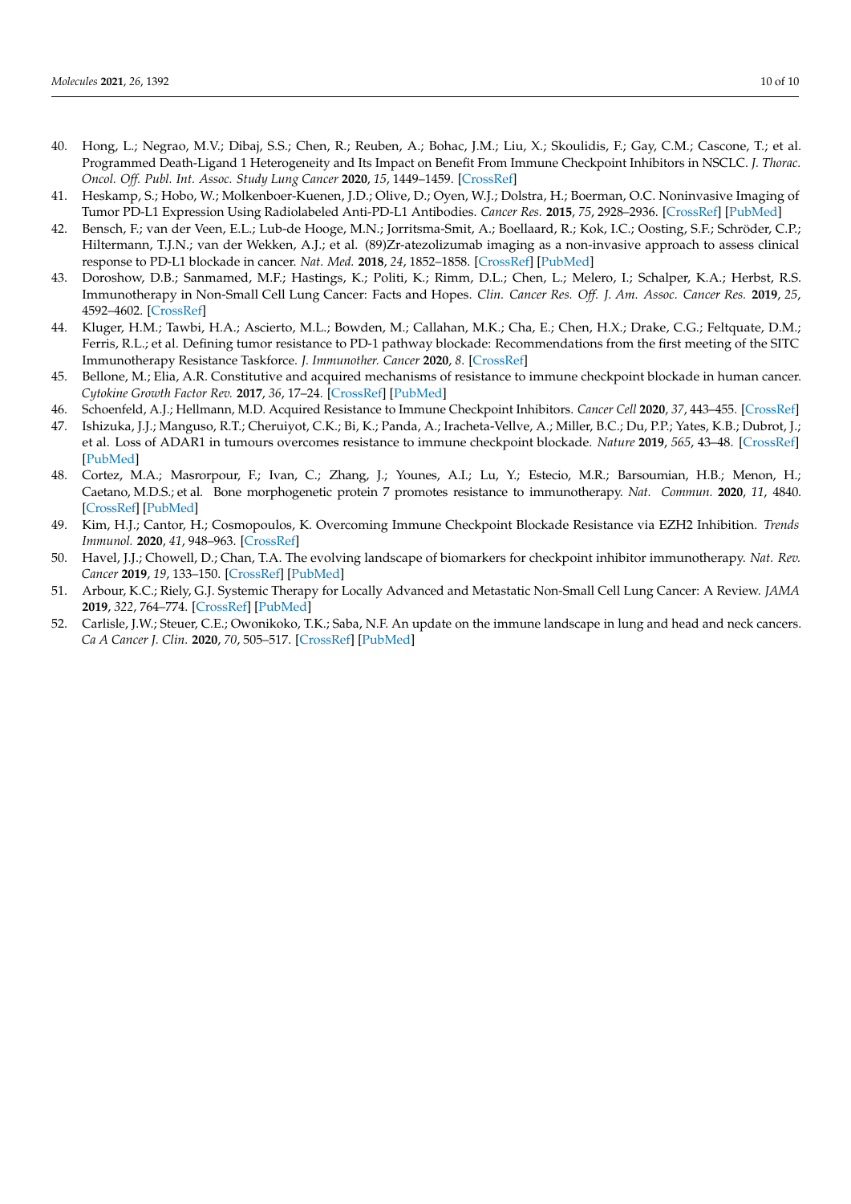40. Hong, L.; Negrao, M.V.; Dibaj, S.S.; Chen, R.; Reuben, A.; Bohac, J.M.; Liu, X.; Skoulidis, F.; Gay, C.M.; Cascone, T.; et al. Programmed Death-Ligand 1 Heterogeneity and Its Impact on Benefit From Immune Checkpoint Inhibitors in NSCLC. *J. Thorac. Oncol. Off. Publ. Int. Assoc. Study Lung Cancer* **2020**, *15*, 1449–1459. [CrossRef]
41. Heskamp, S.; Hobo, W.; Molkenboer-Kuenen, J.D.; Olive, D.; Oyen, W.J.; Dolstra, H.; Boerman, O.C. Noninvasive Imaging of Tumor PD-L1 Expression Using Radiolabeled Anti-PD-L1 Antibodies. *Cancer Res.* **2015**, *75*, 2928–2936. [CrossRef] [PubMed]
42. Bensch, F.; van der Veen, E.L.; Lub-de Hooge, M.N.; Jorritsma-Smit, A.; Boellaard, R.; Kok, I.C.; Oosting, S.F.; Schröder, C.P.; Hiltermann, T.J.N.; van der Wekken, A.J.; et al. (89)Zr-atezolizumab imaging as a non-invasive approach to assess clinical response to PD-L1 blockade in cancer. *Nat. Med.* **2018**, *24*, 1852–1858. [CrossRef] [PubMed]
43. Doroshow, D.B.; Sanmamed, M.F.; Hastings, K.; Politi, K.; Rimm, D.L.; Chen, L.; Melero, I.; Schalper, K.A.; Herbst, R.S. Immunotherapy in Non-Small Cell Lung Cancer: Facts and Hopes. *Clin. Cancer Res. Off. J. Am. Assoc. Cancer Res.* **2019**, *25*, 4592–4602. [CrossRef]
44. Kluger, H.M.; Tawbi, H.A.; Ascierto, M.L.; Bowden, M.; Callahan, M.K.; Cha, E.; Chen, H.X.; Drake, C.G.; Feltquate, D.M.; Ferris, R.L.; et al. Defining tumor resistance to PD-1 pathway blockade: Recommendations from the first meeting of the SITC Immunotherapy Resistance Taskforce. *J. Immunother. Cancer* **2020**, *8*. [CrossRef]
45. Bellone, M.; Elia, A.R. Constitutive and acquired mechanisms of resistance to immune checkpoint blockade in human cancer. *Cytokine Growth Factor Rev.* **2017**, *36*, 17–24. [CrossRef] [PubMed]
46. Schoenfeld, A.J.; Hellmann, M.D. Acquired Resistance to Immune Checkpoint Inhibitors. *Cancer Cell* **2020**, *37*, 443–455. [CrossRef]
47. Ishizuka, J.J.; Manguso, R.T.; Cheruiyot, C.K.; Bi, K.; Panda, A.; Iracheta-Vellve, A.; Miller, B.C.; Du, P.P.; Yates, K.B.; Dubrot, J.; et al. Loss of ADAR1 in tumours overcomes resistance to immune checkpoint blockade. *Nature* **2019**, *565*, 43–48. [CrossRef] [PubMed]
48. Cortez, M.A.; Masrorpour, F.; Ivan, C.; Zhang, J.; Younes, A.I.; Lu, Y.; Estecio, M.R.; Barsoumian, H.B.; Menon, H.; Caetano, M.D.S.; et al. Bone morphogenetic protein 7 promotes resistance to immunotherapy. *Nat. Commun.* **2020**, *11*, 4840. [CrossRef] [PubMed]
49. Kim, H.J.; Cantor, H.; Cosmopoulos, K. Overcoming Immune Checkpoint Blockade Resistance via EZH2 Inhibition. *Trends Immunol.* **2020**, *41*, 948–963. [CrossRef]
50. Havel, J.J.; Chowell, D.; Chan, T.A. The evolving landscape of biomarkers for checkpoint inhibitor immunotherapy. *Nat. Rev. Cancer* **2019**, *19*, 133–150. [CrossRef] [PubMed]
51. Arbour, K.C.; Riely, G.J. Systemic Therapy for Locally Advanced and Metastatic Non-Small Cell Lung Cancer: A Review. *JAMA* **2019**, *322*, 764–774. [CrossRef] [PubMed]
52. Carlisle, J.W.; Steuer, C.E.; Owonikoko, T.K.; Saba, N.F. An update on the immune landscape in lung and head and neck cancers. *Ca A Cancer J. Clin.* **2020**, *70*, 505–517. [CrossRef] [PubMed]